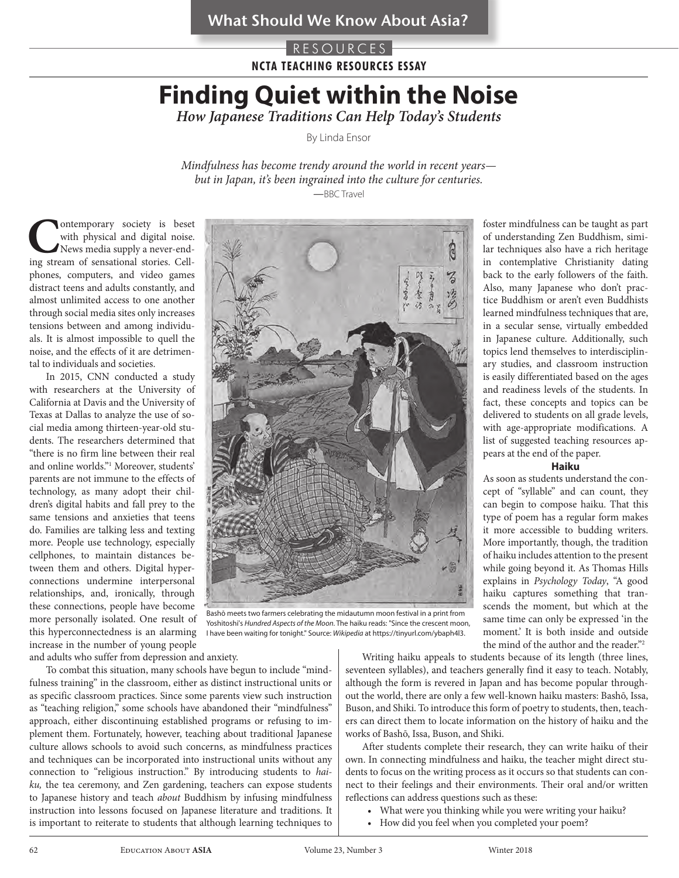RESOURCES

**NCTA TEACHING RESOURCES ESSAY**

# Finding Quiet within the Noise

## *How Japanese Traditions Can Help Today's Students*

By Linda Ensor

> *Mindfulness has become trendy around the world in recent years—but in Japan, it's been ingrained into the culture for centuries.*
>
> —BBC Travel

Contemporary society is beset with physical and digital noise. News media supply a never-ending stream of sensational stories. Cellphones, computers, and video games distract teens and adults constantly, and almost unlimited access to one another through social media sites only increases tensions between and among individuals. It is almost impossible to quell the noise, and the effects of it are detrimental to individuals and societies.

In 2015, CNN conducted a study with researchers at the University of California at Davis and the University of Texas at Dallas to analyze the use of social media among thirteen-year-old students. The researchers determined that "there is no firm line between their real and online worlds."[1] Moreover, students' parents are not immune to the effects of technology, as many adopt their children's digital habits and fall prey to the same tensions and anxieties that teens do. Families are talking less and texting more. People use technology, especially cellphones, to maintain distances between them and others. Digital hyperconnections undermine interpersonal relationships, and, ironically, through these connections, people have become more personally isolated. One result of this hyperconnectedness is an alarming increase in the number of young people and adults who suffer from depression and anxiety.

Bashō meets two farmers celebrating the midautumn moon festival in a print from Yoshitoshi's *Hundred Aspects of the Moon*. The haiku reads: "Since the crescent moon, I have been waiting for tonight." Source: *Wikipedia* at https://tinyurl.com/ybaph4l3.

To combat this situation, many schools have begun to include "mindfulness training" in the classroom, either as distinct instructional units or as specific classroom practices. Since some parents view such instruction as "teaching religion," some schools have abandoned their "mindfulness" approach, either discontinuing established programs or refusing to implement them. Fortunately, however, teaching about traditional Japanese culture allows schools to avoid such concerns, as mindfulness practices and techniques can be incorporated into instructional units without any connection to "religious instruction." By introducing students to *haiku*, the tea ceremony, and Zen gardening, teachers can expose students to Japanese history and teach *about* Buddhism by infusing mindfulness instruction into lessons focused on Japanese literature and traditions. It is important to reiterate to students that although learning techniques to foster mindfulness can be taught as part of understanding Zen Buddhism, similar techniques also have a rich heritage in contemplative Christianity dating back to the early followers of the faith. Also, many Japanese who don't practice Buddhism or aren't even Buddhists learned mindfulness techniques that are, in a secular sense, virtually embedded in Japanese culture. Additionally, such topics lend themselves to interdisciplinary studies, and classroom instruction is easily differentiated based on the ages and readiness levels of the students. In fact, these concepts and topics can be delivered to students on all grade levels, with age-appropriate modifications. A list of suggested teaching resources appears at the end of the paper.

### Haiku

As soon as students understand the concept of "syllable" and can count, they can begin to compose haiku. That this type of poem has a regular form makes it more accessible to budding writers. More importantly, though, the tradition of haiku includes attention to the present while going beyond it. As Thomas Hills explains in *Psychology Today*, "A good haiku captures something that transcends the moment, but which at the same time can only be expressed 'in the moment.' It is both inside and outside the mind of the author and the reader."[2]

Writing haiku appeals to students because of its length (three lines, seventeen syllables), and teachers generally find it easy to teach. Notably, although the form is revered in Japan and has become popular throughout the world, there are only a few well-known haiku masters: Bashō, Issa, Buson, and Shiki. To introduce this form of poetry to students, then, teachers can direct them to locate information on the history of haiku and the works of Bashō, Issa, Buson, and Shiki.

After students complete their research, they can write haiku of their own. In connecting mindfulness and haiku, the teacher might direct students to focus on the writing process as it occurs so that students can connect to their feelings and their environments. Their oral and/or written reflections can address questions such as these:

- What were you thinking while you were writing your haiku?
- How did you feel when you completed your poem?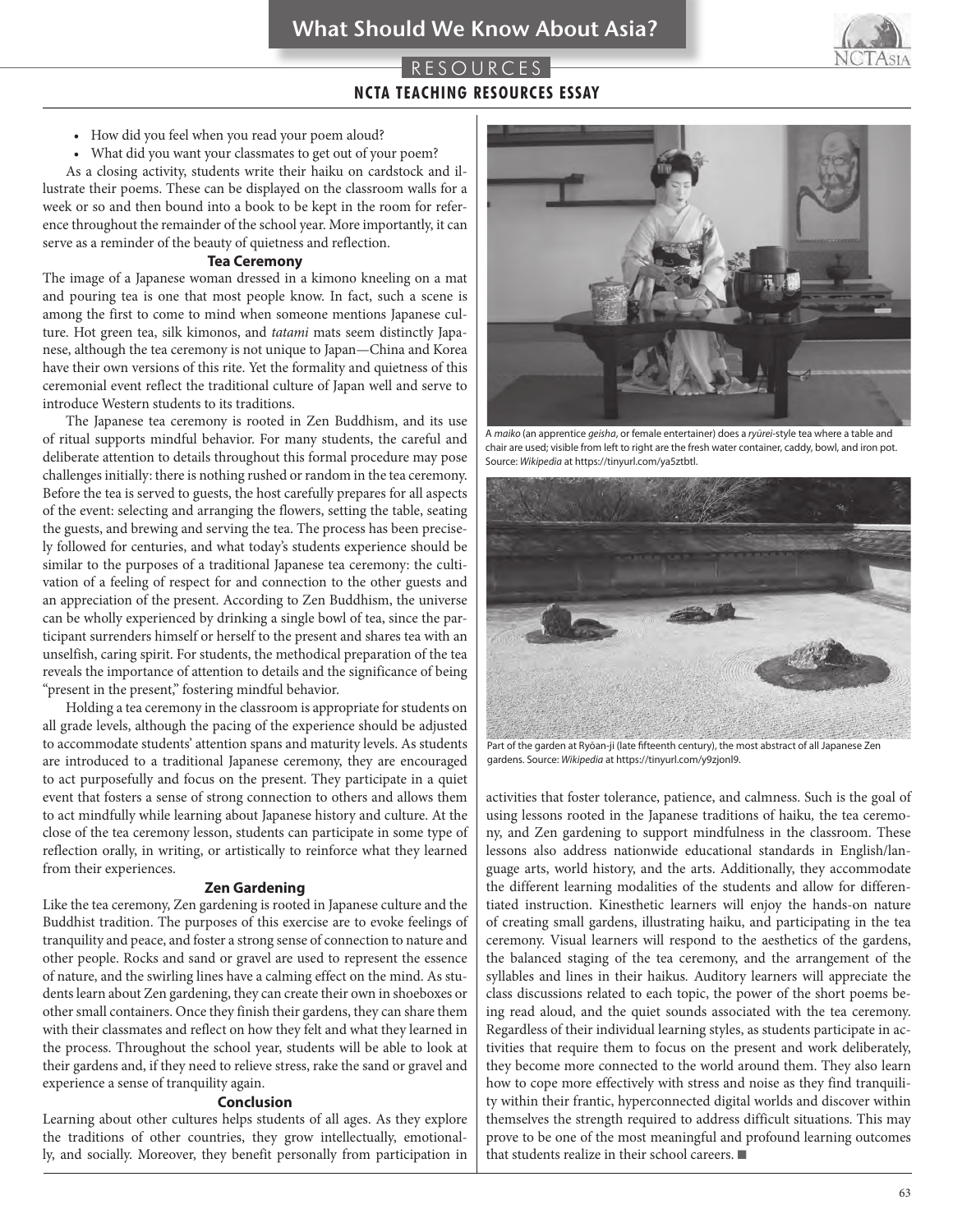- How did you feel when you read your poem aloud?
- What did you want your classmates to get out of your poem?

As a closing activity, students write their haiku on cardstock and illustrate their poems. These can be displayed on the classroom walls for a week or so and then bound into a book to be kept in the room for reference throughout the remainder of the school year. More importantly, it can serve as a reminder of the beauty of quietness and reflection.

### Tea Ceremony

The image of a Japanese woman dressed in a kimono kneeling on a mat and pouring tea is one that most people know. In fact, such a scene is among the first to come to mind when someone mentions Japanese culture. Hot green tea, silk kimonos, and *tatami* mats seem distinctly Japanese, although the tea ceremony is not unique to Japan—China and Korea have their own versions of this rite. Yet the formality and quietness of this ceremonial event reflect the traditional culture of Japan well and serve to introduce Western students to its traditions.

The Japanese tea ceremony is rooted in Zen Buddhism, and its use of ritual supports mindful behavior. For many students, the careful and deliberate attention to details throughout this formal procedure may pose challenges initially: there is nothing rushed or random in the tea ceremony. Before the tea is served to guests, the host carefully prepares for all aspects of the event: selecting and arranging the flowers, setting the table, seating the guests, and brewing and serving the tea. The process has been precisely followed for centuries, and what today's students experience should be similar to the purposes of a traditional Japanese tea ceremony: the cultivation of a feeling of respect for and connection to the other guests and an appreciation of the present. According to Zen Buddhism, the universe can be wholly experienced by drinking a single bowl of tea, since the participant surrenders himself or herself to the present and shares tea with an unselfish, caring spirit. For students, the methodical preparation of the tea reveals the importance of attention to details and the significance of being "present in the present," fostering mindful behavior.

Holding a tea ceremony in the classroom is appropriate for students on all grade levels, although the pacing of the experience should be adjusted to accommodate students' attention spans and maturity levels. As students are introduced to a traditional Japanese ceremony, they are encouraged to act purposefully and focus on the present. They participate in a quiet event that fosters a sense of strong connection to others and allows them to act mindfully while learning about Japanese history and culture. At the close of the tea ceremony lesson, students can participate in some type of reflection orally, in writing, or artistically to reinforce what they learned from their experiences.

A *maiko* (an apprentice *geisha*, or female entertainer) does a *ryūrei*-style tea where a table and chair are used; visible from left to right are the fresh water container, caddy, bowl, and iron pot. Source: *Wikipedia* at https://tinyurl.com/ya5ztbtl.

Part of the garden at Ryōan-ji (late fifteenth century), the most abstract of all Japanese Zen gardens. Source: *Wikipedia* at https://tinyurl.com/y9zjonl9.

### Zen Gardening

Like the tea ceremony, Zen gardening is rooted in Japanese culture and the Buddhist tradition. The purposes of this exercise are to evoke feelings of tranquility and peace, and foster a strong sense of connection to nature and other people. Rocks and sand or gravel are used to represent the essence of nature, and the swirling lines have a calming effect on the mind. As students learn about Zen gardening, they can create their own in shoeboxes or other small containers. Once they finish their gardens, they can share them with their classmates and reflect on how they felt and what they learned in the process. Throughout the school year, students will be able to look at their gardens and, if they need to relieve stress, rake the sand or gravel and experience a sense of tranquility again.

### Conclusion

Learning about other cultures helps students of all ages. As they explore the traditions of other countries, they grow intellectually, emotionally, and socially. Moreover, they benefit personally from participation in activities that foster tolerance, patience, and calmness. Such is the goal of using lessons rooted in the Japanese traditions of haiku, the tea ceremony, and Zen gardening to support mindfulness in the classroom. These lessons also address nationwide educational standards in English/language arts, world history, and the arts. Additionally, they accommodate the different learning modalities of the students and allow for differentiated instruction. Kinesthetic learners will enjoy the hands-on nature of creating small gardens, illustrating haiku, and participating in the tea ceremony. Visual learners will respond to the aesthetics of the gardens, the balanced staging of the tea ceremony, and the arrangement of the syllables and lines in their haikus. Auditory learners will appreciate the class discussions related to each topic, the power of the short poems being read aloud, and the quiet sounds associated with the tea ceremony. Regardless of their individual learning styles, as students participate in activities that require them to focus on the present and work deliberately, they become more connected to the world around them. They also learn how to cope more effectively with stress and noise as they find tranquility within their frantic, hyperconnected digital worlds and discover within themselves the strength required to address difficult situations. This may prove to be one of the most meaningful and profound learning outcomes that students realize in their school careers. ■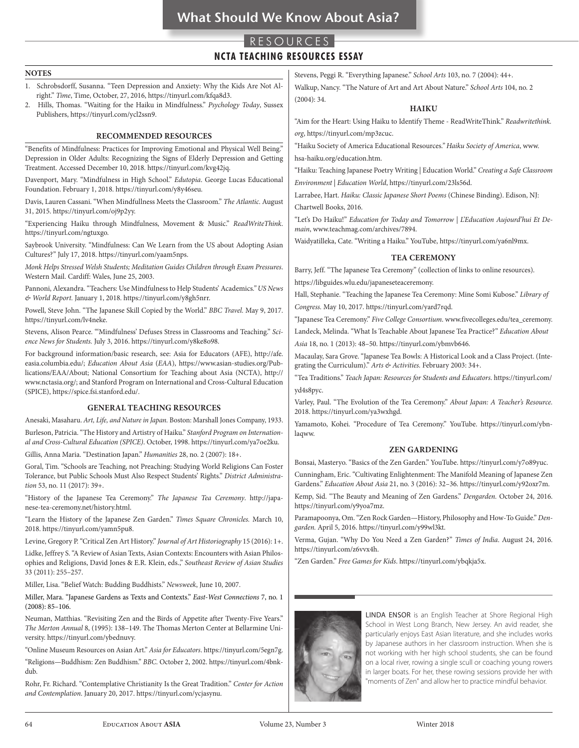# What Should We Know About Asia?

RESOURCES

## NCTA TEACHING RESOURCES ESSAY

### NOTES

1. Schrobsdorff, Susanna. "Teen Depression and Anxiety: Why the Kids Are Not Alright." *Time*, Time, October, 27, 2016, https://tinyurl.com/kfqa8d3.
2. Hills, Thomas. "Waiting for the Haiku in Mindfulness." *Psychology Today*, Sussex Publishers, https://tinyurl.com/ycl2ssn9.

### RECOMMENDED RESOURCES

"Benefits of Mindfulness: Practices for Improving Emotional and Physical Well Being." Depression in Older Adults: Recognizing the Signs of Elderly Depression and Getting Treatment. Accessed December 10, 2018. https://tinyurl.com/kvg42jq.

Davenport, Mary. "Mindfulness in High School." *Edutopia*. George Lucas Educational Foundation. February 1, 2018. https://tinyurl.com/y8y46seu.

Davis, Lauren Cassani. "When Mindfullness Meets the Classroom." *The Atlantic*. August 31, 2015. https://tinyurl.com/oj9p2yy.

"Experiencing Haiku through Mindfulness, Movement & Music." *ReadWriteThink*. https://tinyurl.com/ngtuxgo.

Saybrook University. "Mindfulness: Can We Learn from the US about Adopting Asian Cultures?" July 17, 2018. https://tinyurl.com/yaam5nps.

*Monk Helps Stressed Welsh Students; Meditation Guides Children through Exam Pressures*. Western Mail. Cardiff: Wales, June 25, 2003.

Pannoni, Alexandra. "Teachers: Use Mindfulness to Help Students' Academics." *US News & World Report*. January 1, 2018. https://tinyurl.com/y8gh5nrr.

Powell, Steve John. "The Japanese Skill Copied by the World." *BBC Travel*. May 9, 2017. https://tinyurl.com/lv4neke.

Stevens, Alison Pearce. "'Mindfulness' Defuses Stress in Classrooms and Teaching." *Science News for Students*. July 3, 2016. https://tinyurl.com/y8ke8o98.

For background information/basic research, see: Asia for Educators (AFE), http://afe.easia.columbia.edu/; *Education About Asia* (*EAA*), https://www.asian-studies.org/Publications/EAA/About; National Consortium for Teaching about Asia (NCTA), http://www.nctasia.org/; and Stanford Program on International and Cross-Cultural Education (SPICE), https://spice.fsi.stanford.edu/.

### GENERAL TEACHING RESOURCES

Anesaki, Masaharu. *Art, Life, and Nature in Japan*. Boston: Marshall Jones Company, 1933.

Burleson, Patricia. "The History and Artistry of Haiku." *Stanford Program on International and Cross-Cultural Education (SPICE)*. October, 1998. https://tinyurl.com/ya7oe2ku.

Gillis, Anna Maria. "Destination Japan." *Humanities* 28, no. 2 (2007): 18+.

Goral, Tim. "Schools are Teaching, not Preaching: Studying World Religions Can Foster Tolerance, but Public Schools Must Also Respect Students' Rights." *District Administration* 53, no. 11 (2017): 39+.

"History of the Japanese Tea Ceremony." *The Japanese Tea Ceremony*. http://japanese-tea-ceremony.net/history.html.

"Learn the History of the Japanese Zen Garden." *Times Square Chronicles*. March 10, 2018. https://tinyurl.com/yamn5pu8.

Levine, Gregory P. "Critical Zen Art History." *Journal of Art Historiography* 15 (2016): 1+.

Lidke, Jeffrey S. "A Review of Asian Texts, Asian Contexts: Encounters with Asian Philosophies and Religions, David Jones & E.R. Klein, eds.," *Southeast Review of Asian Studies* 33 (2011): 255–257.

Miller, Lisa. "Belief Watch: Budding Buddhists." *Newsweek*, June 10, 2007.

Miller, Mara. "Japanese Gardens as Texts and Contexts." *East-West Connections* 7, no. 1 (2008): 85–106.

Neuman, Matthias. "Revisiting Zen and the Birds of Appetite after Twenty-Five Years." *The Merton Annual* 8, (1995): 138–149. The Thomas Merton Center at Bellarmine University. https://tinyurl.com/ybednuvy.

"Online Museum Resources on Asian Art." *Asia for Educators*. https://tinyurl.com/5egn7g.

"Religions—Buddhism: Zen Buddhism." *BBC*. October 2, 2002. https://tinyurl.com/4bnkdub.

Rohr, Fr. Richard. "Contemplative Christianity Is the Great Tradition." *Center for Action and Contemplation*. January 20, 2017. https://tinyurl.com/ycjasynu.

Stevens, Peggi R. "Everything Japanese." *School Arts* 103, no. 7 (2004): 44+.

Walkup, Nancy. "The Nature of Art and Art About Nature." *School Arts* 104, no. 2 (2004): 34.

### HAIKU

"Aim for the Heart: Using Haiku to Identify Theme - ReadWriteThink." *Readwritethink.org*, https://tinyurl.com/mp3zcuc.

"Haiku Society of America Educational Resources." *Haiku Society of America*, www.hsa-haiku.org/education.htm.

"Haiku: Teaching Japanese Poetry Writing | Education World." *Creating a Safe Classroom Environment | Education World*, https://tinyurl.com/23ls56d.

Larrabee, Hart. *Haiku: Classic Japanese Short Poems* (Chinese Binding). Edison, NJ: Chartwell Books, 2016.

"Let's Do Haiku!" *Education for Today and Tomorrow | L'Education Aujourd'hui Et Demain*, www.teachmag.com/archives/7894.

Waidyatilleka, Cate. "Writing a Haiku." YouTube, https://tinyurl.com/ya6nl9mx.

### TEA CEREMONY

Barry, Jeff. "The Japanese Tea Ceremony" (collection of links to online resources). https://libguides.wlu.edu/japaneseteaceremony.

Hall, Stephanie. "Teaching the Japanese Tea Ceremony: Mine Somi Kubose." *Library of Congress*. May 10, 2017. https://tinyurl.com/yard7rqd.

"Japanese Tea Ceremony." *Five College Consortium*. www.fivecolleges.edu/tea_ceremony.

Landeck, Melinda. "What Is Teachable About Japanese Tea Practice?" *Education About Asia* 18, no. 1 (2013): 48–50. https://tinyurl.com/ybmvb646.

Macaulay, Sara Grove. "Japanese Tea Bowls: A Historical Look and a Class Project. (Integrating the Curriculum)." *Arts & Activities*. February 2003: 34+.

"Tea Traditions." *Teach Japan: Resources for Students and Educators*. https://tinyurl.com/yd4s8pyc.

Varley, Paul. "The Evolution of the Tea Ceremony." *About Japan: A Teacher's Resource*. 2018. https://tinyurl.com/ya3wxhgd.

Yamamoto, Kohei. "Procedure of Tea Ceremony." YouTube. https://tinyurl.com/ybnlaqww.

### ZEN GARDENING

Bonsai, Masteryo. "Basics of the Zen Garden." YouTube. https://tinyurl.com/y7o89yuc.

Cunningham, Eric. "Cultivating Enlightenment: The Manifold Meaning of Japanese Zen Gardens." *Education About Asia* 21, no. 3 (2016): 32–36. https://tinyurl.com/y92oxr7m.

Kemp, Sid. "The Beauty and Meaning of Zen Gardens." *Dengarden*. October 24, 2016. https://tinyurl.com/y9yoa7mz.

Paramapoonya, Om. "Zen Rock Garden—History, Philosophy and How-To Guide." *Dengarden*. April 5, 2016. https://tinyurl.com/y99wl3kt.

Verma, Gujan. "Why Do You Need a Zen Garden?" *Times of India*. August 24, 2016. https://tinyurl.com/z6vvx4h.

"Zen Garden." *Free Games for Kids*. https://tinyurl.com/ybqkja5x.

LINDA ENSOR is an English Teacher at Shore Regional High School in West Long Branch, New Jersey. An avid reader, she particularly enjoys East Asian literature, and she includes works by Japanese authors in her classroom instruction. When she is not working with her high school students, she can be found on a local river, rowing a single scull or coaching young rowers in larger boats. For her, these rowing sessions provide her with "moments of Zen" and allow her to practice mindful behavior.